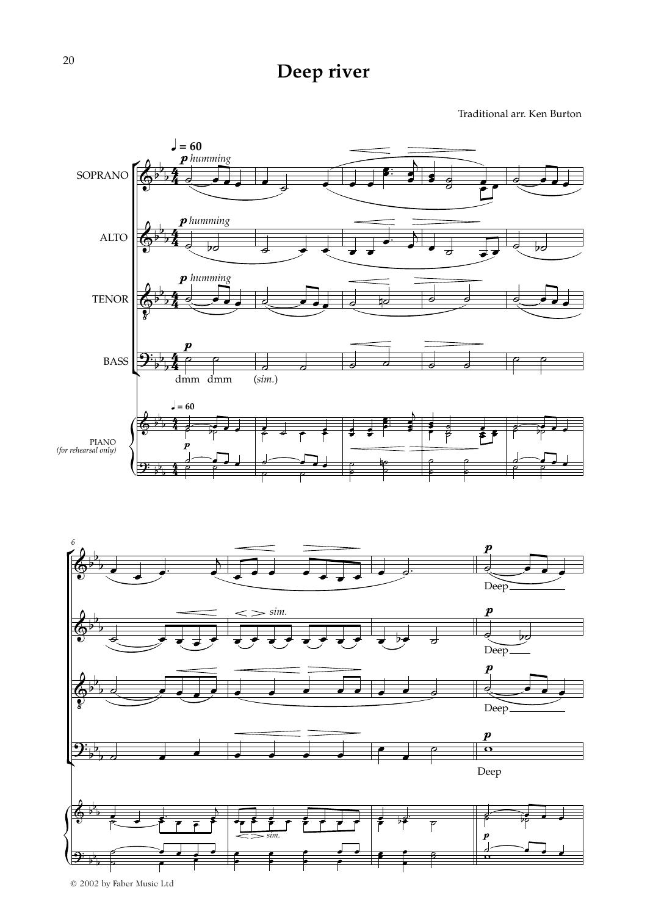# Deep river

Traditional arr. Ken Burton

© 2002 by Faber Music Ltd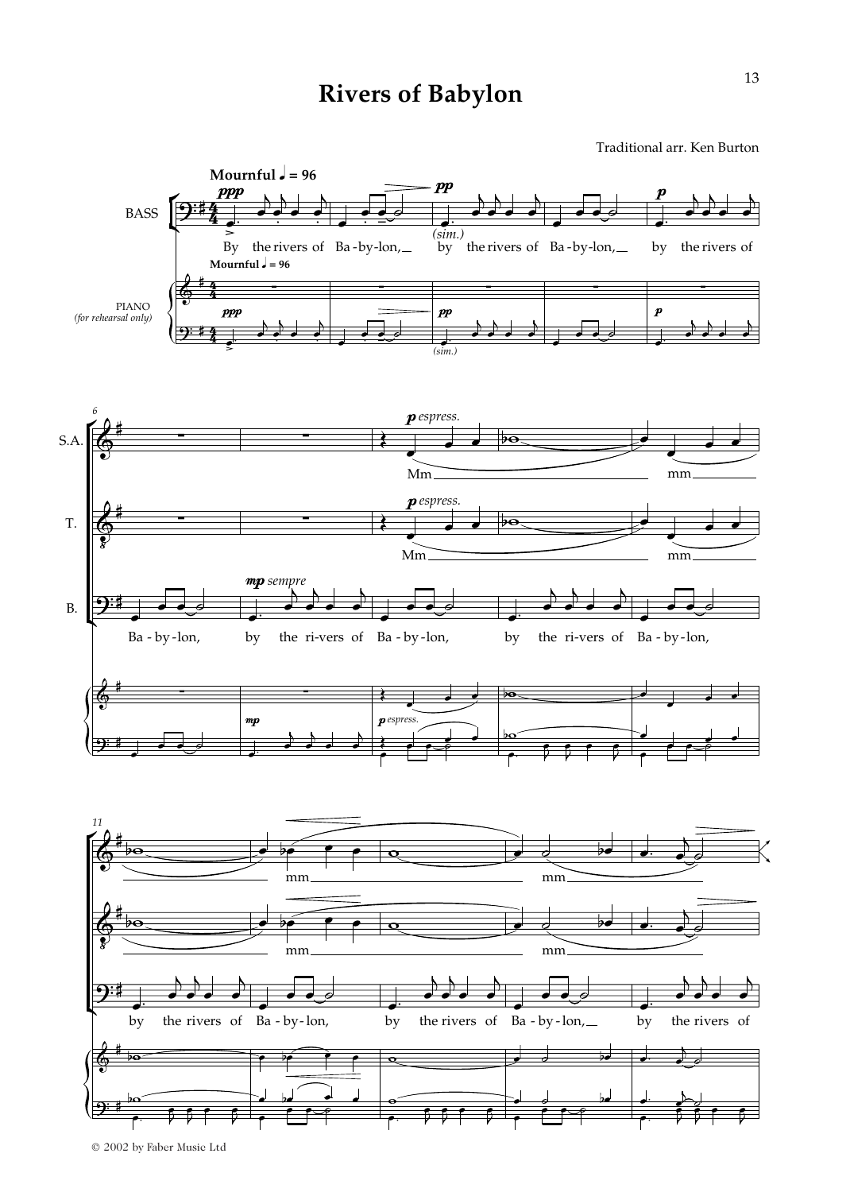# Rivers of Babylon

Traditional arr. Ken Burton

**Mournful** ♩ = 96

BASS

*ppp* By the rivers of Ba-by-lon, *pp* by the rivers of Ba-by-lon, *p* by the rivers of Ba-by-lon, *mp sempre* by the ri-vers of Ba-by-lon, by the ri-vers of Ba-by-lon, by the rivers of Ba-by-lon, by the rivers of Ba-by-lon, by the rivers of

PIANO *(for rehearsal only)*

S.A.

*p espress.* Mm mm mm mm

T.

*p espress.* Mm mm mm mm

© 2002 by Faber Music Ltd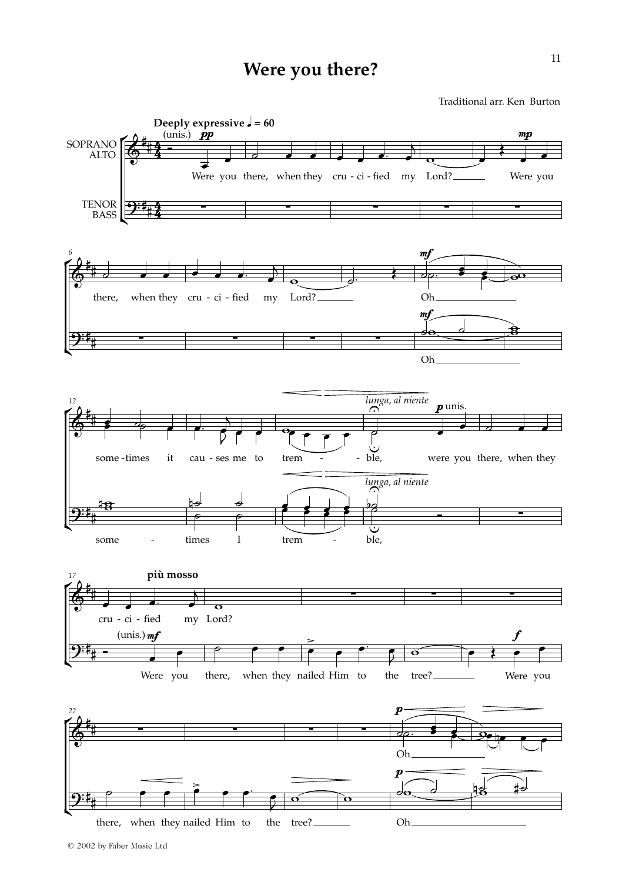# Were you there?

Traditional arr. Ken Burton

Deeply expressive ♩ = 60

SOPRANO ALTO

TENOR BASS

(unis.) *pp*

Were you there, when they cru - ci - fied my Lord? Were you there, when they cru - ci - fied my Lord? Oh some - times it cau - ses me to trem - ble, were you there, when they cru - ci - fied my Lord?

Oh some - times I trem - ble,

*lunga, al niente*

*p* unis.

più mosso

(unis.) *mf*

Were you there, when they nailed Him to the tree? Were you there, when they nailed Him to the tree? Oh

Oh

© 2002 by Faber Music Ltd